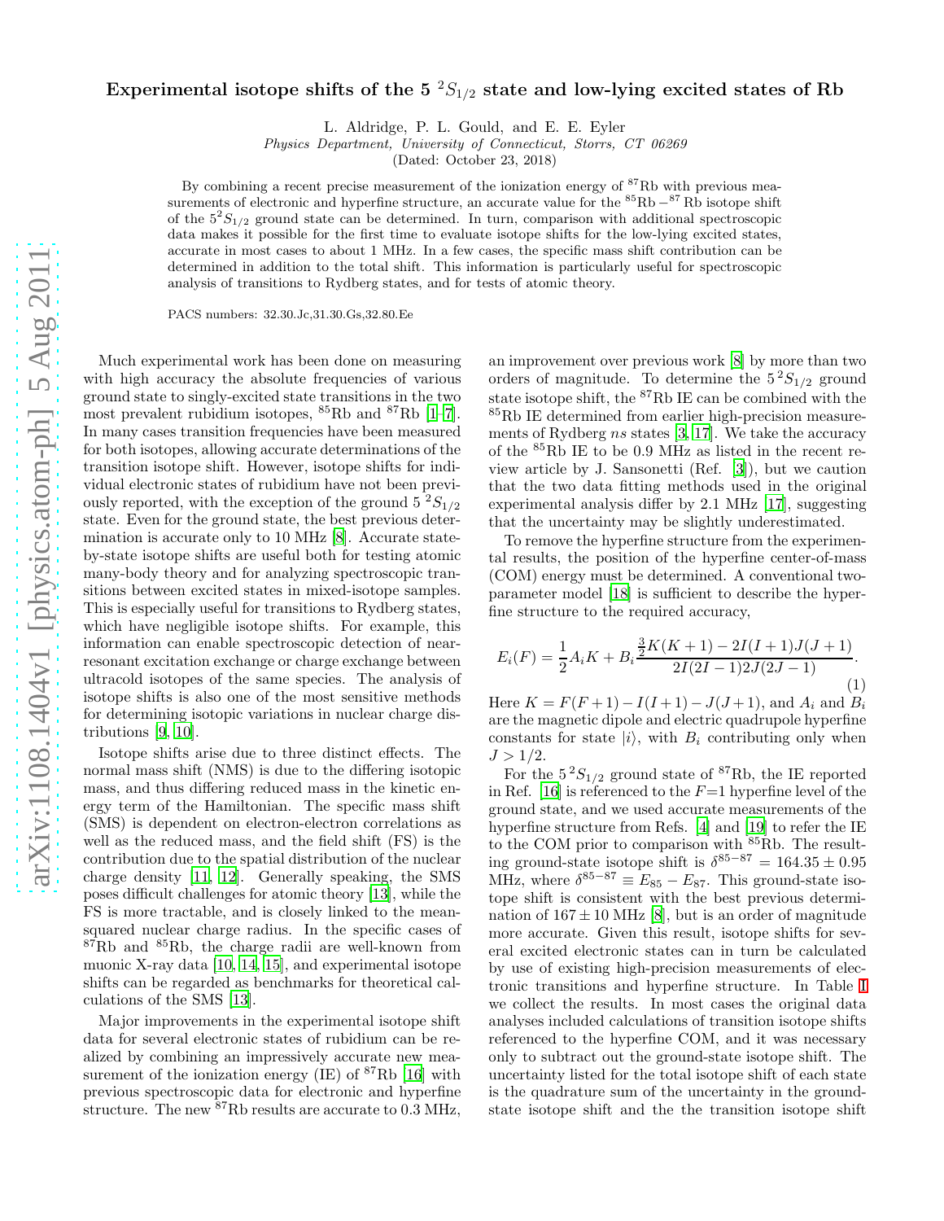# Experimental isotope shifts of the 5 $^2S_{1/2}$ state and low-lying excited states of Rb

L. Aldridge, P. L. Gould, and E. E. Eyler

*Physics Department, University of Connecticut, Storrs, CT 06269*

(Dated: October 23, 2018)

By combining a recent precise measurement of the ionization energy of $^{87}$Rb with previous measurements of electronic and hyperfine structure, an accurate value for the $^{85}\text{Rb} - ^{87}\text{Rb}$ isotope shift of the $5^2S_{1/2}$ ground state can be determined. In turn, comparison with additional spectroscopic data makes it possible for the first time to evaluate isotope shifts for the low-lying excited states, accurate in most cases to about 1 MHz. In a few cases, the specific mass shift contribution can be determined in addition to the total shift. This information is particularly useful for spectroscopic analysis of transitions to Rydberg states, and for tests of atomic theory.

PACS numbers: 32.30.Jc,31.30.Gs,32.80.Ee

Much experimental work has been done on measuring with high accuracy the absolute frequencies of various ground state to singly-excited state transitions in the two most prevalent rubidium isotopes, $^{85}$Rb and $^{87}$Rb [1–7]. In many cases transition frequencies have been measured for both isotopes, allowing accurate determinations of the transition isotope shift. However, isotope shifts for individual electronic states of rubidium have not been previously reported, with the exception of the ground 5 $^2S_{1/2}$ state. Even for the ground state, the best previous determination is accurate only to 10 MHz [8]. Accurate state-by-state isotope shifts are useful both for testing atomic many-body theory and for analyzing spectroscopic transitions between excited states in mixed-isotope samples. This is especially useful for transitions to Rydberg states, which have negligible isotope shifts. For example, this information can enable spectroscopic detection of near-resonant excitation exchange or charge exchange between ultracold isotopes of the same species. The analysis of isotope shifts is also one of the most sensitive methods for determining isotopic variations in nuclear charge distributions [9, 10].

Isotope shifts arise due to three distinct effects. The normal mass shift (NMS) is due to the differing isotopic mass, and thus differing reduced mass in the kinetic energy term of the Hamiltonian. The specific mass shift (SMS) is dependent on electron-electron correlations as well as the reduced mass, and the field shift (FS) is the contribution due to the spatial distribution of the nuclear charge density [11, 12]. Generally speaking, the SMS poses difficult challenges for atomic theory [13], while the FS is more tractable, and is closely linked to the mean-squared nuclear charge radius. In the specific cases of $^{87}$Rb and $^{85}$Rb, the charge radii are well-known from muonic X-ray data [10, 14, 15], and experimental isotope shifts can be regarded as benchmarks for theoretical calculations of the SMS [13].

Major improvements in the experimental isotope shift data for several electronic states of rubidium can be realized by combining an impressively accurate new measurement of the ionization energy (IE) of $^{87}$Rb [16] with previous spectroscopic data for electronic and hyperfine structure. The new $^{87}$Rb results are accurate to 0.3 MHz, an improvement over previous work [8] by more than two orders of magnitude. To determine the $5\,^2S_{1/2}$ ground state isotope shift, the $^{87}$Rb IE can be combined with the $^{85}$Rb IE determined from earlier high-precision measurements of Rydberg $ns$ states [3, 17]. We take the accuracy of the $^{85}$Rb IE to be 0.9 MHz as listed in the recent review article by J. Sansonetti (Ref. [3]), but we caution that the two data fitting methods used in the original experimental analysis differ by 2.1 MHz [17], suggesting that the uncertainty may be slightly underestimated.

To remove the hyperfine structure from the experimental results, the position of the hyperfine center-of-mass (COM) energy must be determined. A conventional two-parameter model [18] is sufficient to describe the hyperfine structure to the required accuracy,

$$E_i(F) = \frac{1}{2}A_i K + B_i \frac{\frac{3}{2}K(K+1) - 2I(I+1)J(J+1)}{2I(2I-1)2J(2J-1)}. \tag{1}$$

Here $K = F(F+1) - I(I+1) - J(J+1)$, and $A_i$ and $B_i$ are the magnetic dipole and electric quadrupole hyperfine constants for state $|i\rangle$, with $B_i$ contributing only when $J > 1/2$.

For the $5\,^2S_{1/2}$ ground state of $^{87}$Rb, the IE reported in Ref. [16] is referenced to the $F$=1 hyperfine level of the ground state, and we used accurate measurements of the hyperfine structure from Refs. [4] and [19] to refer the IE to the COM prior to comparison with $^{85}$Rb. The resulting ground-state isotope shift is $\delta^{85-87} = 164.35 \pm 0.95$ MHz, where $\delta^{85-87} \equiv E_{85} - E_{87}$. This ground-state isotope shift is consistent with the best previous determination of $167 \pm 10$ MHz [8], but is an order of magnitude more accurate. Given this result, isotope shifts for several excited electronic states can in turn be calculated by use of existing high-precision measurements of electronic transitions and hyperfine structure. In Table I we collect the results. In most cases the original data analyses included calculations of transition isotope shifts referenced to the hyperfine COM, and it was necessary only to subtract out the ground-state isotope shift. The uncertainty listed for the total isotope shift of each state is the quadrature sum of the uncertainty in the ground-state isotope shift and the the transition isotope shift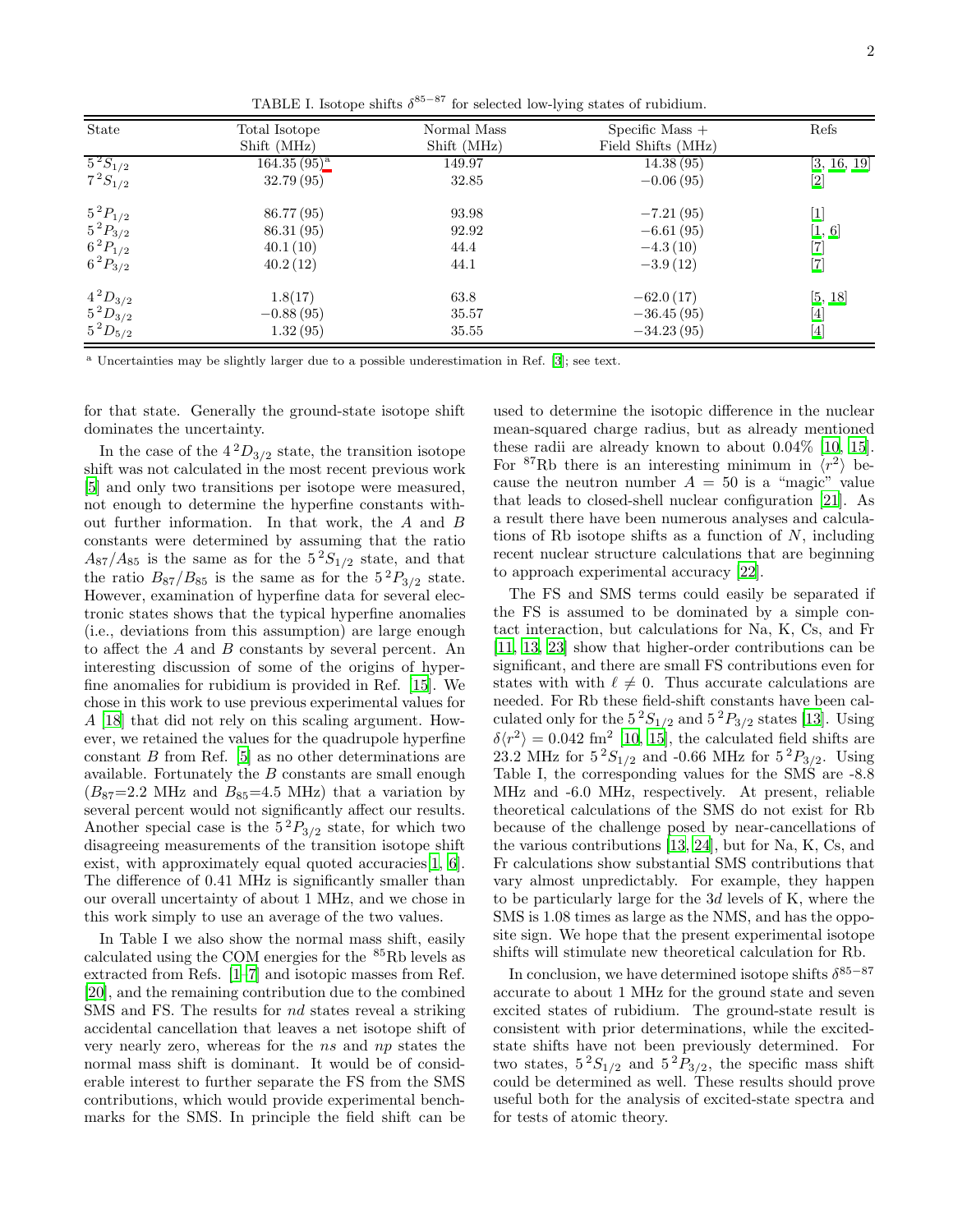TABLE I. Isotope shifts $\delta^{85-87}$ for selected low-lying states of rubidium.

| State | Total Isotope Shift (MHz) | Normal Mass Shift (MHz) | Specific Mass + Field Shifts (MHz) | Refs |
|---|---|---|---|---|
| $5\,^2S_{1/2}$ | 164.35 (95)[a] | 149.97 | 14.38 (95) | [3, 16, 19] |
| $7\,^2S_{1/2}$ | 32.79 (95) | 32.85 | −0.06 (95) | [2] |
| $5\,^2P_{1/2}$ | 86.77 (95) | 93.98 | −7.21 (95) | [1] |
| $5\,^2P_{3/2}$ | 86.31 (95) | 92.92 | −6.61 (95) | [1, 6] |
| $6\,^2P_{1/2}$ | 40.1 (10) | 44.4 | −4.3 (10) | [7] |
| $6\,^2P_{3/2}$ | 40.2 (12) | 44.1 | −3.9 (12) | [7] |
| $4\,^2D_{3/2}$ | 1.8(17) | 63.8 | −62.0 (17) | [5, 18] |
| $5\,^2D_{3/2}$ | −0.88 (95) | 35.57 | −36.45 (95) | [4] |
| $5\,^2D_{5/2}$ | 1.32 (95) | 35.55 | −34.23 (95) | [4] |

[a] Uncertainties may be slightly larger due to a possible underestimation in Ref. [3]; see text.

for that state. Generally the ground-state isotope shift dominates the uncertainty.

In the case of the $4\,^2D_{3/2}$ state, the transition isotope shift was not calculated in the most recent previous work [5] and only two transitions per isotope were measured, not enough to determine the hyperfine constants without further information. In that work, the $A$ and $B$ constants were determined by assuming that the ratio $A_{87}/A_{85}$ is the same as for the $5\,^2S_{1/2}$ state, and that the ratio $B_{87}/B_{85}$ is the same as for the $5\,^2P_{3/2}$ state. However, examination of hyperfine data for several electronic states shows that the typical hyperfine anomalies (i.e., deviations from this assumption) are large enough to affect the $A$ and $B$ constants by several percent. An interesting discussion of some of the origins of hyperfine anomalies for rubidium is provided in Ref. [15]. We chose in this work to use previous experimental values for $A$ [18] that did not rely on this scaling argument. However, we retained the values for the quadrupole hyperfine constant $B$ from Ref. [5] as no other determinations are available. Fortunately the $B$ constants are small enough ($B_{87}$=2.2 MHz and $B_{85}$=4.5 MHz) that a variation by several percent would not significantly affect our results. Another special case is the $5\,^2P_{3/2}$ state, for which two disagreeing measurements of the transition isotope shift exist, with approximately equal quoted accuracies[1, 6]. The difference of 0.41 MHz is significantly smaller than our overall uncertainty of about 1 MHz, and we chose in this work simply to use an average of the two values.

In Table I we also show the normal mass shift, easily calculated using the COM energies for the $^{85}$Rb levels as extracted from Refs. [1–7] and isotopic masses from Ref. [20], and the remaining contribution due to the combined SMS and FS. The results for $nd$ states reveal a striking accidental cancellation that leaves a net isotope shift of very nearly zero, whereas for the $ns$ and $np$ states the normal mass shift is dominant. It would be of considerable interest to further separate the FS from the SMS contributions, which would provide experimental benchmarks for the SMS. In principle the field shift can be used to determine the isotopic difference in the nuclear mean-squared charge radius, but as already mentioned these radii are already known to about 0.04% [10, 15]. For $^{87}$Rb there is an interesting minimum in $\langle r^2\rangle$ because the neutron number $A = 50$ is a "magic" value that leads to closed-shell nuclear configuration [21]. As a result there have been numerous analyses and calculations of Rb isotope shifts as a function of $N$, including recent nuclear structure calculations that are beginning to approach experimental accuracy [22].

The FS and SMS terms could easily be separated if the FS is assumed to be dominated by a simple contact interaction, but calculations for Na, K, Cs, and Fr [11, 13, 23] show that higher-order contributions can be significant, and there are small FS contributions even for states with with $\ell \neq 0$. Thus accurate calculations are needed. For Rb these field-shift constants have been calculated only for the $5\,^2S_{1/2}$ and $5\,^2P_{3/2}$ states [13]. Using $\delta\langle r^2\rangle = 0.042$ fm$^2$ [10, 15], the calculated field shifts are 23.2 MHz for $5\,^2S_{1/2}$ and -0.66 MHz for $5\,^2P_{3/2}$. Using Table I, the corresponding values for the SMS are -8.8 MHz and -6.0 MHz, respectively. At present, reliable theoretical calculations of the SMS do not exist for Rb because of the challenge posed by near-cancellations of the various contributions [13, 24], but for Na, K, Cs, and Fr calculations show substantial SMS contributions that vary almost unpredictably. For example, they happen to be particularly large for the $3d$ levels of K, where the SMS is 1.08 times as large as the NMS, and has the opposite sign. We hope that the present experimental isotope shifts will stimulate new theoretical calculation for Rb.

In conclusion, we have determined isotope shifts $\delta^{85-87}$ accurate to about 1 MHz for the ground state and seven excited states of rubidium. The ground-state result is consistent with prior determinations, while the excited-state shifts have not been previously determined. For two states, $5\,^2S_{1/2}$ and $5\,^2P_{3/2}$, the specific mass shift could be determined as well. These results should prove useful both for the analysis of excited-state spectra and for tests of atomic theory.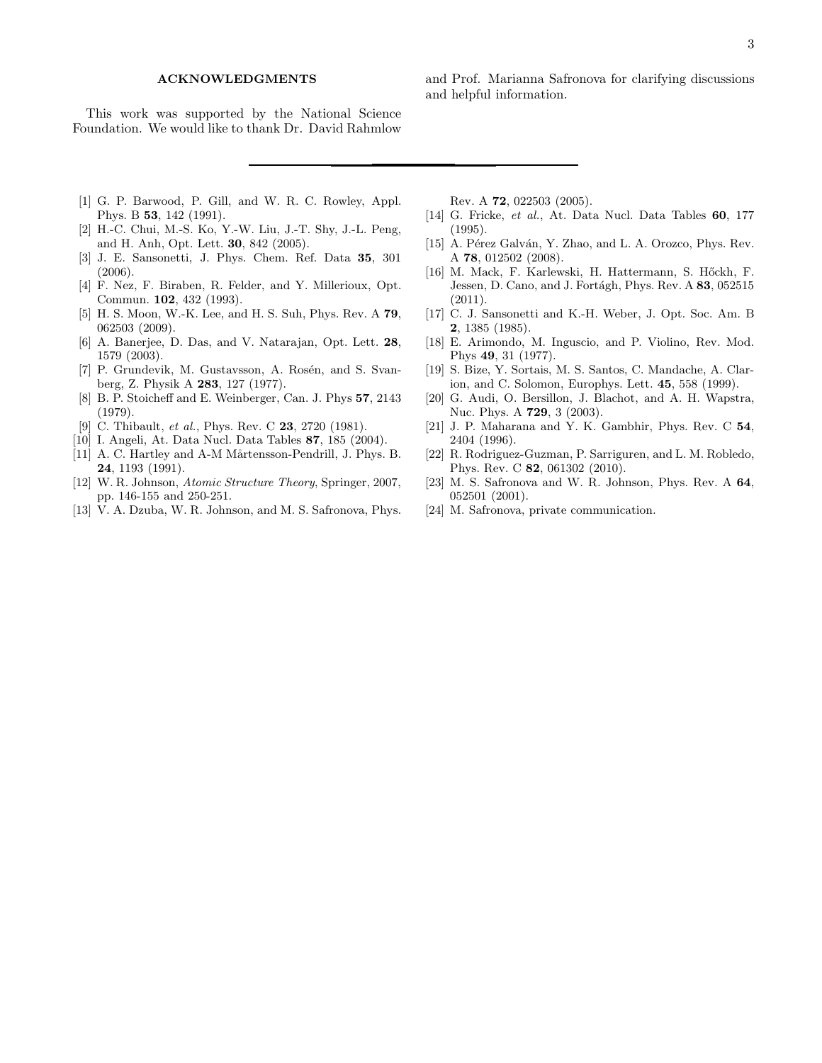## ACKNOWLEDGMENTS

This work was supported by the National Science Foundation. We would like to thank Dr. David Rahmlow and Prof. Marianna Safronova for clarifying discussions and helpful information.

---

[1] G. P. Barwood, P. Gill, and W. R. C. Rowley, Appl. Phys. B **53**, 142 (1991).

[2] H.-C. Chui, M.-S. Ko, Y.-W. Liu, J.-T. Shy, J.-L. Peng, and H. Anh, Opt. Lett. **30**, 842 (2005).

[3] J. E. Sansonetti, J. Phys. Chem. Ref. Data **35**, 301 (2006).

[4] F. Nez, F. Biraben, R. Felder, and Y. Millerioux, Opt. Commun. **102**, 432 (1993).

[5] H. S. Moon, W.-K. Lee, and H. S. Suh, Phys. Rev. A **79**, 062503 (2009).

[6] A. Banerjee, D. Das, and V. Natarajan, Opt. Lett. **28**, 1579 (2003).

[7] P. Grundevik, M. Gustavsson, A. Rosén, and S. Svanberg, Z. Physik A **283**, 127 (1977).

[8] B. P. Stoicheff and E. Weinberger, Can. J. Phys **57**, 2143 (1979).

[9] C. Thibault, *et al.*, Phys. Rev. C **23**, 2720 (1981).

[10] I. Angeli, At. Data Nucl. Data Tables **87**, 185 (2004).

[11] A. C. Hartley and A-M Mårtensson-Pendrill, J. Phys. B. **24**, 1193 (1991).

[12] W. R. Johnson, *Atomic Structure Theory*, Springer, 2007, pp. 146-155 and 250-251.

[13] V. A. Dzuba, W. R. Johnson, and M. S. Safronova, Phys. Rev. A **72**, 022503 (2005).

[14] G. Fricke, *et al.*, At. Data Nucl. Data Tables **60**, 177 (1995).

[15] A. Pérez Galván, Y. Zhao, and L. A. Orozco, Phys. Rev. A **78**, 012502 (2008).

[16] M. Mack, F. Karlewski, H. Hattermann, S. Hőckh, F. Jessen, D. Cano, and J. Fortágh, Phys. Rev. A **83**, 052515 (2011).

[17] C. J. Sansonetti and K.-H. Weber, J. Opt. Soc. Am. B **2**, 1385 (1985).

[18] E. Arimondo, M. Inguscio, and P. Violino, Rev. Mod. Phys **49**, 31 (1977).

[19] S. Bize, Y. Sortais, M. S. Santos, C. Mandache, A. Clarion, and C. Solomon, Europhys. Lett. **45**, 558 (1999).

[20] G. Audi, O. Bersillon, J. Blachot, and A. H. Wapstra, Nuc. Phys. A **729**, 3 (2003).

[21] J. P. Maharana and Y. K. Gambhir, Phys. Rev. C **54**, 2404 (1996).

[22] R. Rodriguez-Guzman, P. Sarriguren, and L. M. Robledo, Phys. Rev. C **82**, 061302 (2010).

[23] M. S. Safronova and W. R. Johnson, Phys. Rev. A **64**, 052501 (2001).

[24] M. Safronova, private communication.